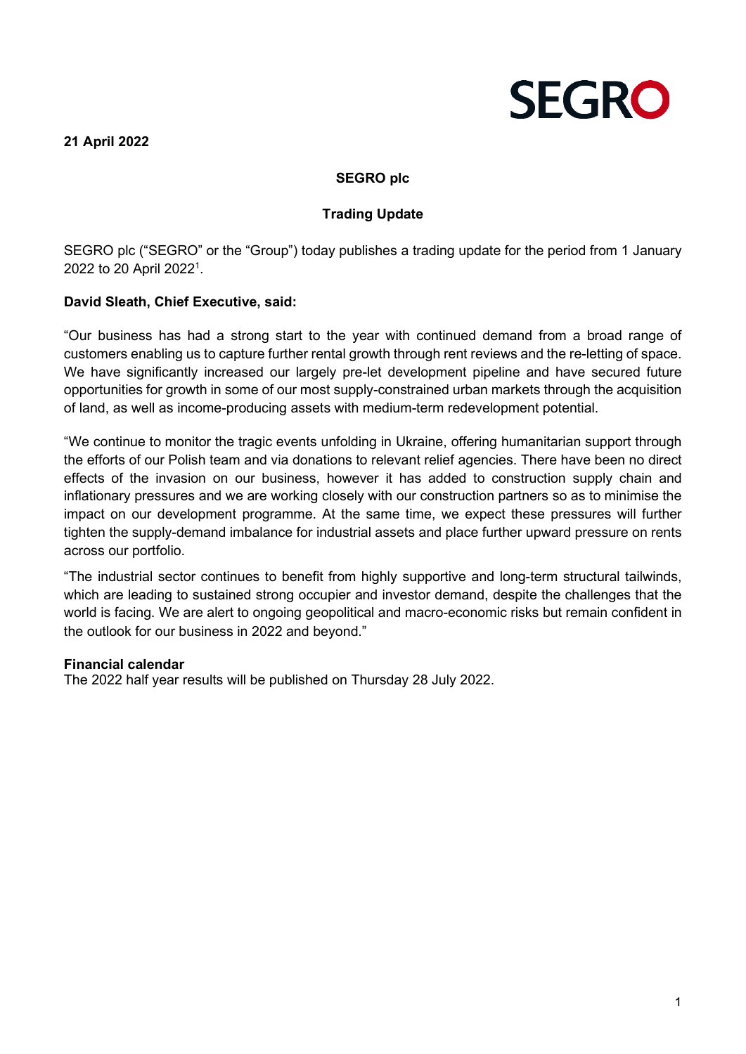**21 April 2022**

## SEGRO plc

### Trading Update

SEGRO plc ("SEGRO" or the "Group") today publishes a trading update for the period from 1 January 2022 to 20 April 2022[1].

**David Sleath, Chief Executive, said:**

"Our business has had a strong start to the year with continued demand from a broad range of customers enabling us to capture further rental growth through rent reviews and the re-letting of space. We have significantly increased our largely pre-let development pipeline and have secured future opportunities for growth in some of our most supply-constrained urban markets through the acquisition of land, as well as income-producing assets with medium-term redevelopment potential.

"We continue to monitor the tragic events unfolding in Ukraine, offering humanitarian support through the efforts of our Polish team and via donations to relevant relief agencies. There have been no direct effects of the invasion on our business, however it has added to construction supply chain and inflationary pressures and we are working closely with our construction partners so as to minimise the impact on our development programme. At the same time, we expect these pressures will further tighten the supply-demand imbalance for industrial assets and place further upward pressure on rents across our portfolio.

"The industrial sector continues to benefit from highly supportive and long-term structural tailwinds, which are leading to sustained strong occupier and investor demand, despite the challenges that the world is facing. We are alert to ongoing geopolitical and macro-economic risks but remain confident in the outlook for our business in 2022 and beyond."

**Financial calendar**

The 2022 half year results will be published on Thursday 28 July 2022.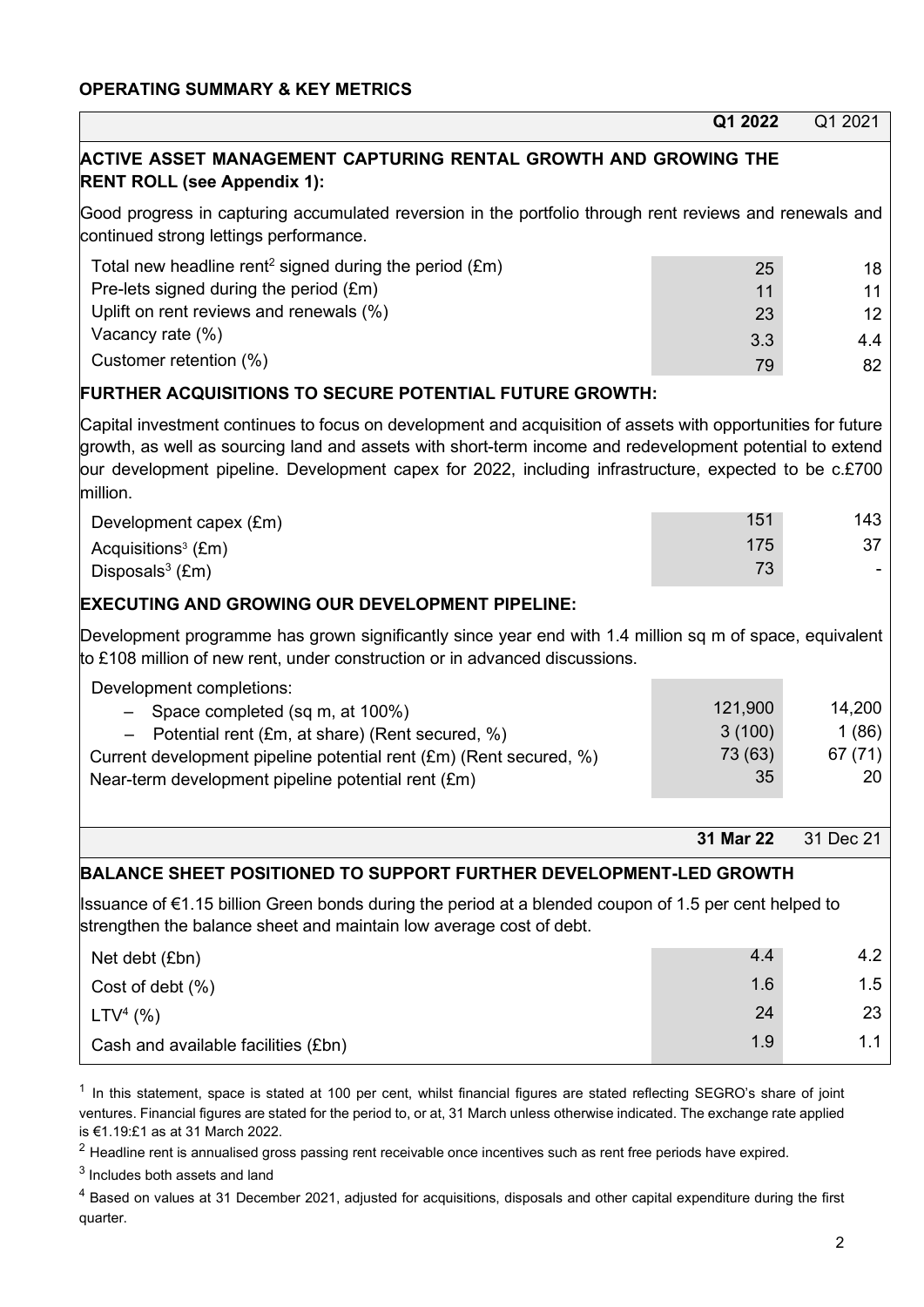## OPERATING SUMMARY & KEY METRICS

| | **Q1 2022** | Q1 2021 |
|---|---|---|
| **ACTIVE ASSET MANAGEMENT CAPTURING RENTAL GROWTH AND GROWING THE RENT ROLL (see Appendix 1):** | | |
| Good progress in capturing accumulated reversion in the portfolio through rent reviews and renewals and continued strong lettings performance. | | |
| Total new headline rent[2] signed during the period (£m) | 25 | 18 |
| Pre-lets signed during the period (£m) | 11 | 11 |
| Uplift on rent reviews and renewals (%) | 23 | 12 |
| Vacancy rate (%) | 3.3 | 4.4 |
| Customer retention (%) | 79 | 82 |
| **FURTHER ACQUISITIONS TO SECURE POTENTIAL FUTURE GROWTH:** | | |
| Capital investment continues to focus on development and acquisition of assets with opportunities for future growth, as well as sourcing land and assets with short-term income and redevelopment potential to extend our development pipeline. Development capex for 2022, including infrastructure, expected to be c.£700 million. | | |
| Development capex (£m) | 151 | 143 |
| Acquisitions[3] (£m) | 175 | 37 |
| Disposals[3] (£m) | 73 | - |
| **EXECUTING AND GROWING OUR DEVELOPMENT PIPELINE:** | | |
| Development programme has grown significantly since year end with 1.4 million sq m of space, equivalent to £108 million of new rent, under construction or in advanced discussions. | | |
| Development completions: | | |
| – Space completed (sq m, at 100%) | 121,900 | 14,200 |
| – Potential rent (£m, at share) (Rent secured, %) | 3 (100) | 1 (86) |
| Current development pipeline potential rent (£m) (Rent secured, %) | 73 (63) | 67 (71) |
| Near-term development pipeline potential rent (£m) | 35 | 20 |

| | **31 Mar 22** | 31 Dec 21 |
|---|---|---|
| **BALANCE SHEET POSITIONED TO SUPPORT FURTHER DEVELOPMENT-LED GROWTH** | | |
| Issuance of €1.15 billion Green bonds during the period at a blended coupon of 1.5 per cent helped to strengthen the balance sheet and maintain low average cost of debt. | | |
| Net debt (£bn) | 4.4 | 4.2 |
| Cost of debt (%) | 1.6 | 1.5 |
| LTV[4] (%) | 24 | 23 |
| Cash and available facilities (£bn) | 1.9 | 1.1 |

[1] In this statement, space is stated at 100 per cent, whilst financial figures are stated reflecting SEGRO's share of joint ventures. Financial figures are stated for the period to, or at, 31 March unless otherwise indicated. The exchange rate applied is €1.19:£1 as at 31 March 2022.

[2] Headline rent is annualised gross passing rent receivable once incentives such as rent free periods have expired.

[3] Includes both assets and land

[4] Based on values at 31 December 2021, adjusted for acquisitions, disposals and other capital expenditure during the first quarter.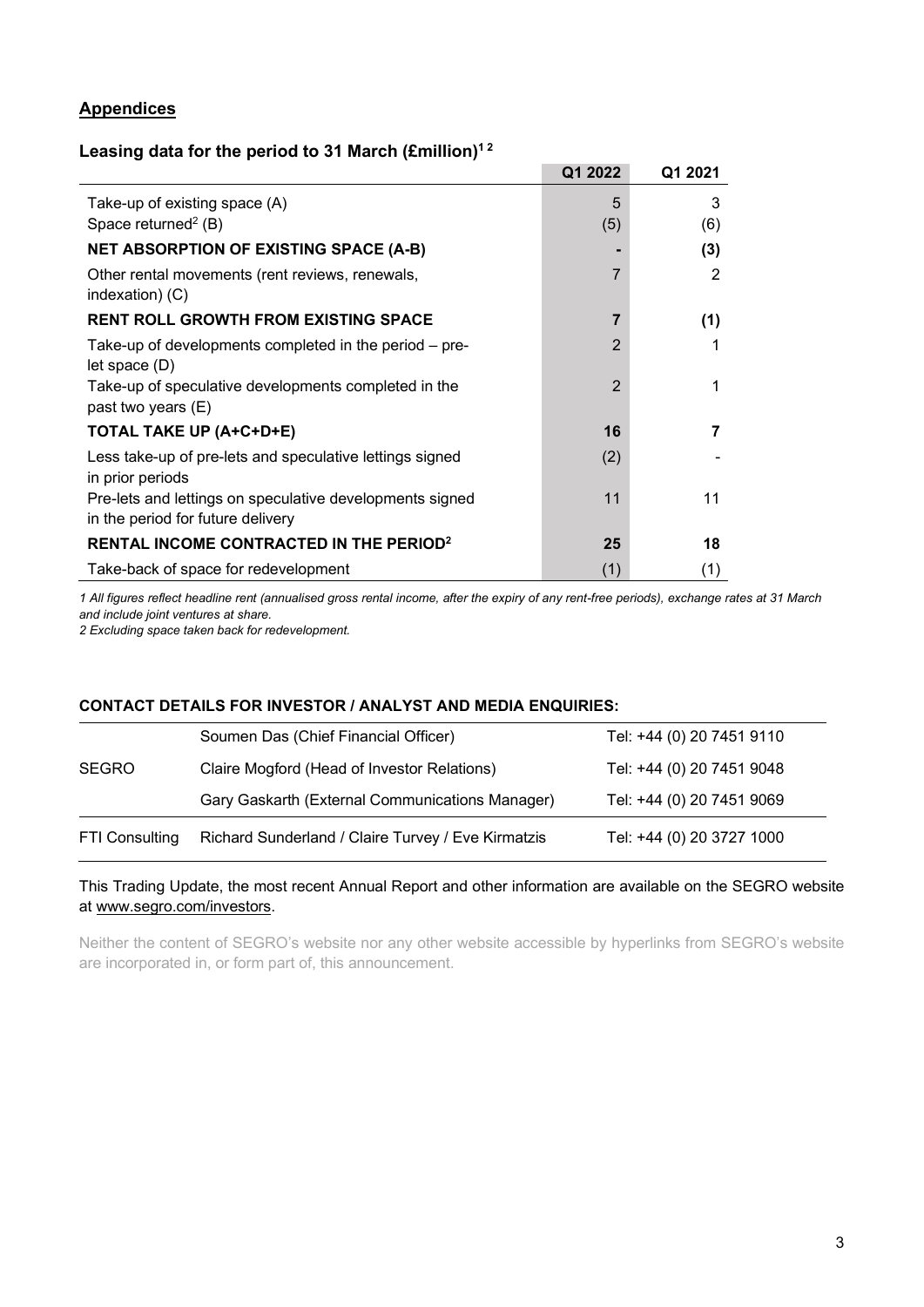## Appendices

### Leasing data for the period to 31 March (£million)[1 2]

| | Q1 2022 | Q1 2021 |
|---|---|---|
| Take-up of existing space (A) | 5 | 3 |
| Space returned[2] (B) | (5) | (6) |
| **NET ABSORPTION OF EXISTING SPACE (A-B)** | **-** | **(3)** |
| Other rental movements (rent reviews, renewals, indexation) (C) | 7 | 2 |
| **RENT ROLL GROWTH FROM EXISTING SPACE** | **7** | **(1)** |
| Take-up of developments completed in the period – pre-let space (D) | 2 | 1 |
| Take-up of speculative developments completed in the past two years (E) | 2 | 1 |
| **TOTAL TAKE UP (A+C+D+E)** | **16** | **7** |
| Less take-up of pre-lets and speculative lettings signed in prior periods | (2) | - |
| Pre-lets and lettings on speculative developments signed in the period for future delivery | 11 | 11 |
| **RENTAL INCOME CONTRACTED IN THE PERIOD[2]** | **25** | **18** |
| Take-back of space for redevelopment | (1) | (1) |

*1 All figures reflect headline rent (annualised gross rental income, after the expiry of any rent-free periods), exchange rates at 31 March and include joint ventures at share.*

*2 Excluding space taken back for redevelopment.*

**CONTACT DETAILS FOR INVESTOR / ANALYST AND MEDIA ENQUIRIES:**

| | | |
|---|---|---|
| | Soumen Das (Chief Financial Officer) | Tel: +44 (0) 20 7451 9110 |
| SEGRO | Claire Mogford (Head of Investor Relations) | Tel: +44 (0) 20 7451 9048 |
| | Gary Gaskarth (External Communications Manager) | Tel: +44 (0) 20 7451 9069 |
| FTI Consulting | Richard Sunderland / Claire Turvey / Eve Kirmatzis | Tel: +44 (0) 20 3727 1000 |

This Trading Update, the most recent Annual Report and other information are available on the SEGRO website at www.segro.com/investors.

Neither the content of SEGRO's website nor any other website accessible by hyperlinks from SEGRO's website are incorporated in, or form part of, this announcement.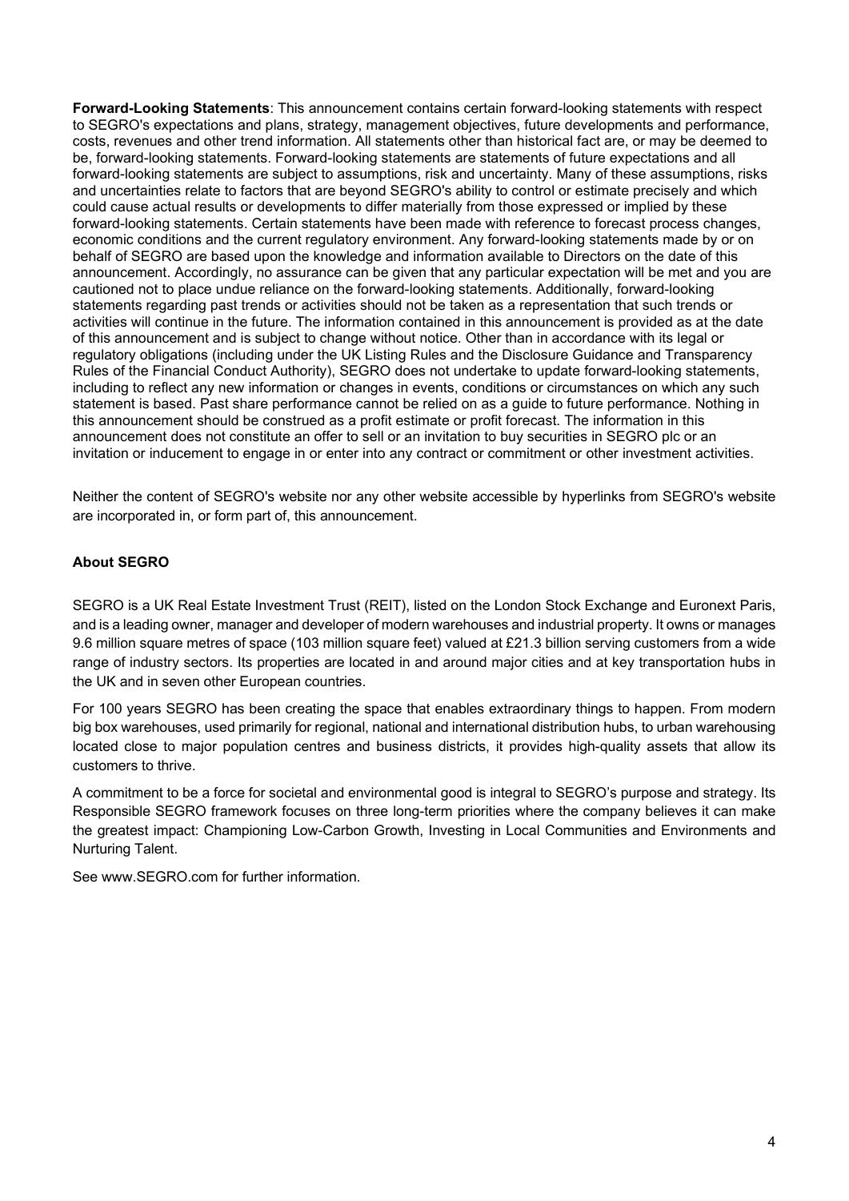**Forward-Looking Statements**: This announcement contains certain forward-looking statements with respect to SEGRO's expectations and plans, strategy, management objectives, future developments and performance, costs, revenues and other trend information. All statements other than historical fact are, or may be deemed to be, forward-looking statements. Forward-looking statements are statements of future expectations and all forward-looking statements are subject to assumptions, risk and uncertainty. Many of these assumptions, risks and uncertainties relate to factors that are beyond SEGRO's ability to control or estimate precisely and which could cause actual results or developments to differ materially from those expressed or implied by these forward-looking statements. Certain statements have been made with reference to forecast process changes, economic conditions and the current regulatory environment. Any forward-looking statements made by or on behalf of SEGRO are based upon the knowledge and information available to Directors on the date of this announcement. Accordingly, no assurance can be given that any particular expectation will be met and you are cautioned not to place undue reliance on the forward-looking statements. Additionally, forward-looking statements regarding past trends or activities should not be taken as a representation that such trends or activities will continue in the future. The information contained in this announcement is provided as at the date of this announcement and is subject to change without notice. Other than in accordance with its legal or regulatory obligations (including under the UK Listing Rules and the Disclosure Guidance and Transparency Rules of the Financial Conduct Authority), SEGRO does not undertake to update forward-looking statements, including to reflect any new information or changes in events, conditions or circumstances on which any such statement is based. Past share performance cannot be relied on as a guide to future performance. Nothing in this announcement should be construed as a profit estimate or profit forecast. The information in this announcement does not constitute an offer to sell or an invitation to buy securities in SEGRO plc or an invitation or inducement to engage in or enter into any contract or commitment or other investment activities.

Neither the content of SEGRO's website nor any other website accessible by hyperlinks from SEGRO's website are incorporated in, or form part of, this announcement.

**About SEGRO**

SEGRO is a UK Real Estate Investment Trust (REIT), listed on the London Stock Exchange and Euronext Paris, and is a leading owner, manager and developer of modern warehouses and industrial property. It owns or manages 9.6 million square metres of space (103 million square feet) valued at £21.3 billion serving customers from a wide range of industry sectors. Its properties are located in and around major cities and at key transportation hubs in the UK and in seven other European countries.

For 100 years SEGRO has been creating the space that enables extraordinary things to happen. From modern big box warehouses, used primarily for regional, national and international distribution hubs, to urban warehousing located close to major population centres and business districts, it provides high-quality assets that allow its customers to thrive.

A commitment to be a force for societal and environmental good is integral to SEGRO's purpose and strategy. Its Responsible SEGRO framework focuses on three long-term priorities where the company believes it can make the greatest impact: Championing Low-Carbon Growth, Investing in Local Communities and Environments and Nurturing Talent.

See www.SEGRO.com for further information.